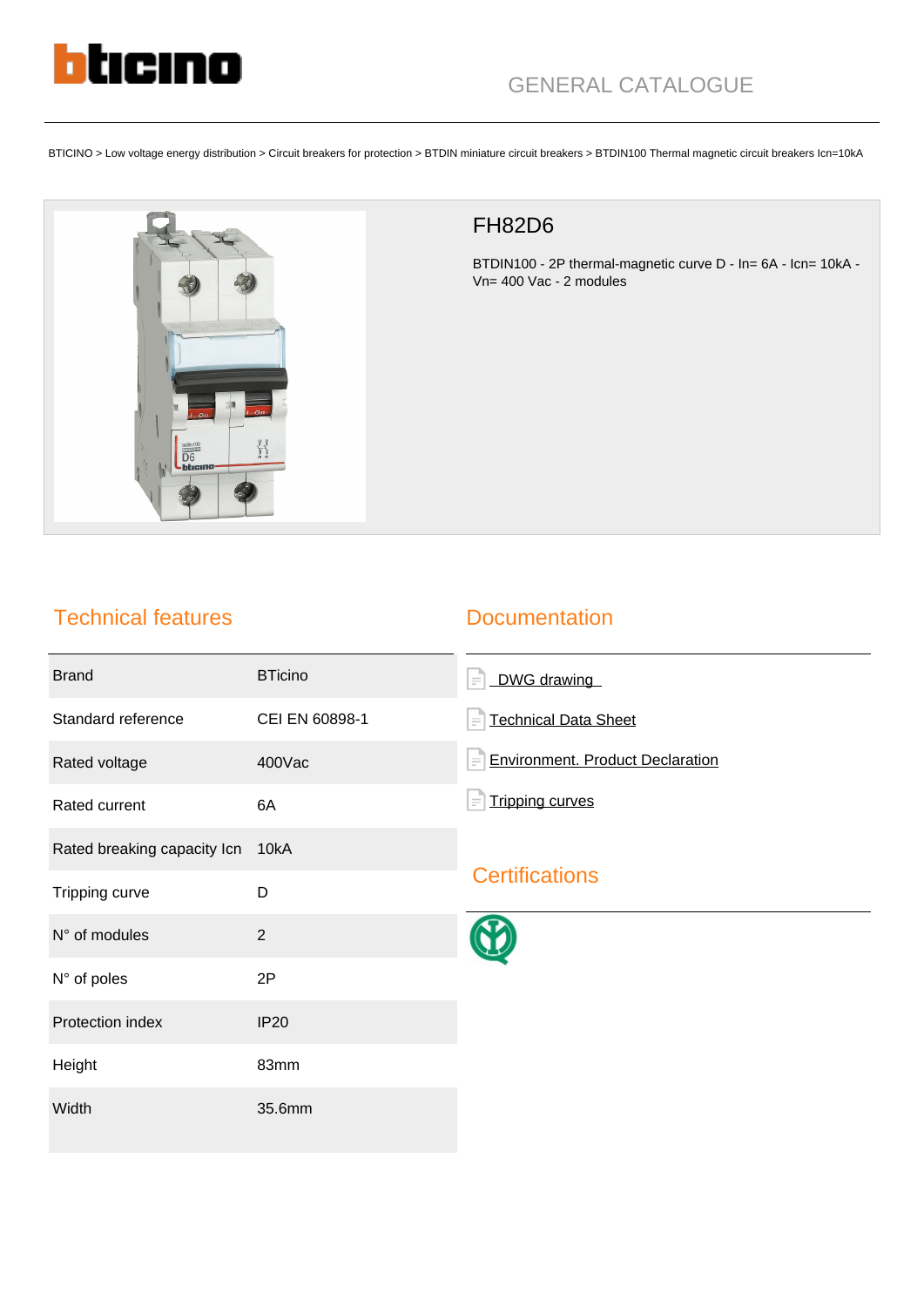bticino

GENERAL CATALOGUE

BTICINO > Low voltage energy distribution > Circuit breakers for protection > BTDIN miniature circuit breakers > BTDIN100 Thermal magnetic circuit breakers Icn=10kA

# FH82D6

BTDIN100 - 2P thermal-magnetic curve D - In= 6A - Icn= 10kA - Vn= 400 Vac - 2 modules

## Technical features

| | |
|---|---|
| Brand | BTicino |
| Standard reference | CEI EN 60898-1 |
| Rated voltage | 400Vac |
| Rated current | 6A |
| Rated breaking capacity Icn | 10kA |
| Tripping curve | D |
| N° of modules | 2 |
| N° of poles | 2P |
| Protection index | IP20 |
| Height | 83mm |
| Width | 35.6mm |

## Documentation

- DWG drawing
- Technical Data Sheet
- Environment. Product Declaration
- Tripping curves

## Certifications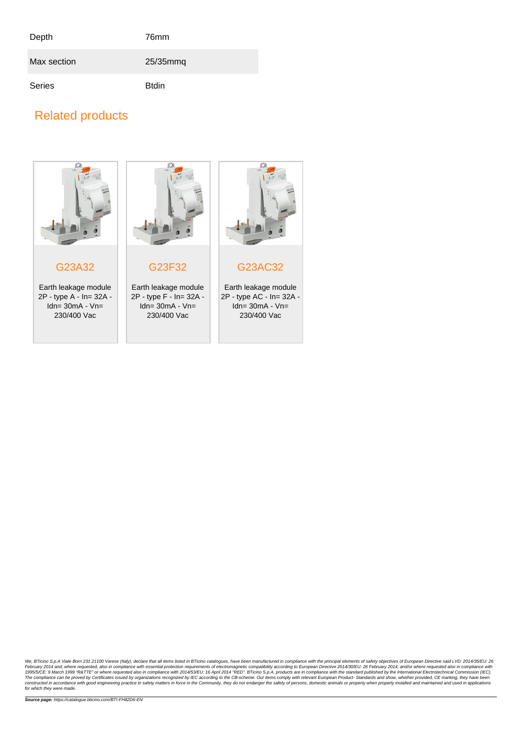| | |
|---|---|
| Depth | 76mm |
| Max section | 25/35mmq |
| Series | Btdin |

## Related products

**G23A32**

Earth leakage module 2P - type A - In= 32A - Idn= 30mA - Vn= 230/400 Vac

**G23F32**

Earth leakage module 2P - type F - In= 32A - Idn= 30mA - Vn= 230/400 Vac

**G23AC32**

Earth leakage module 2P - type AC - In= 32A - Idn= 30mA - Vn= 230/400 Vac

*We, BTicino S.p.A Viale Borri 231 21100 Varese (Italy), declare that all items listed in BTicino catalogues, have been manufactured in compliance with the principal elements of safety objectives of European Directive said LVD: 2014/35/EU: 26 February 2014 and, where requested, also in compliance with essential protection requirements of electromagnetic compatibility according to European Directive 2014/30/EU: 26 February 2014, and/or where requested also in compliance with 1995/5/CE: 9 March 1999 "R&TTE" or where requested also in compliance with 2014/53/EU: 16 April 2014 "RED". BTicino S.p.A. products are in compliance with the standard published by the International Electrotechnical Commission (IEC). The compliance can be proved by Certificates issued by organizations recognized by IEC according to the CB-scheme. Our items comply with relevant European Product- Standards and show, whether provided, CE marking, they have been constructed in accordance with good engineering practice in safety matters in force in the Community, they do not endanger the safety of persons, domestic animals or property when properly installed and maintained and used in applications for which they were made.*

***Source page:** https://catalogue.bticino.com/BTI-FH82D6-EN*